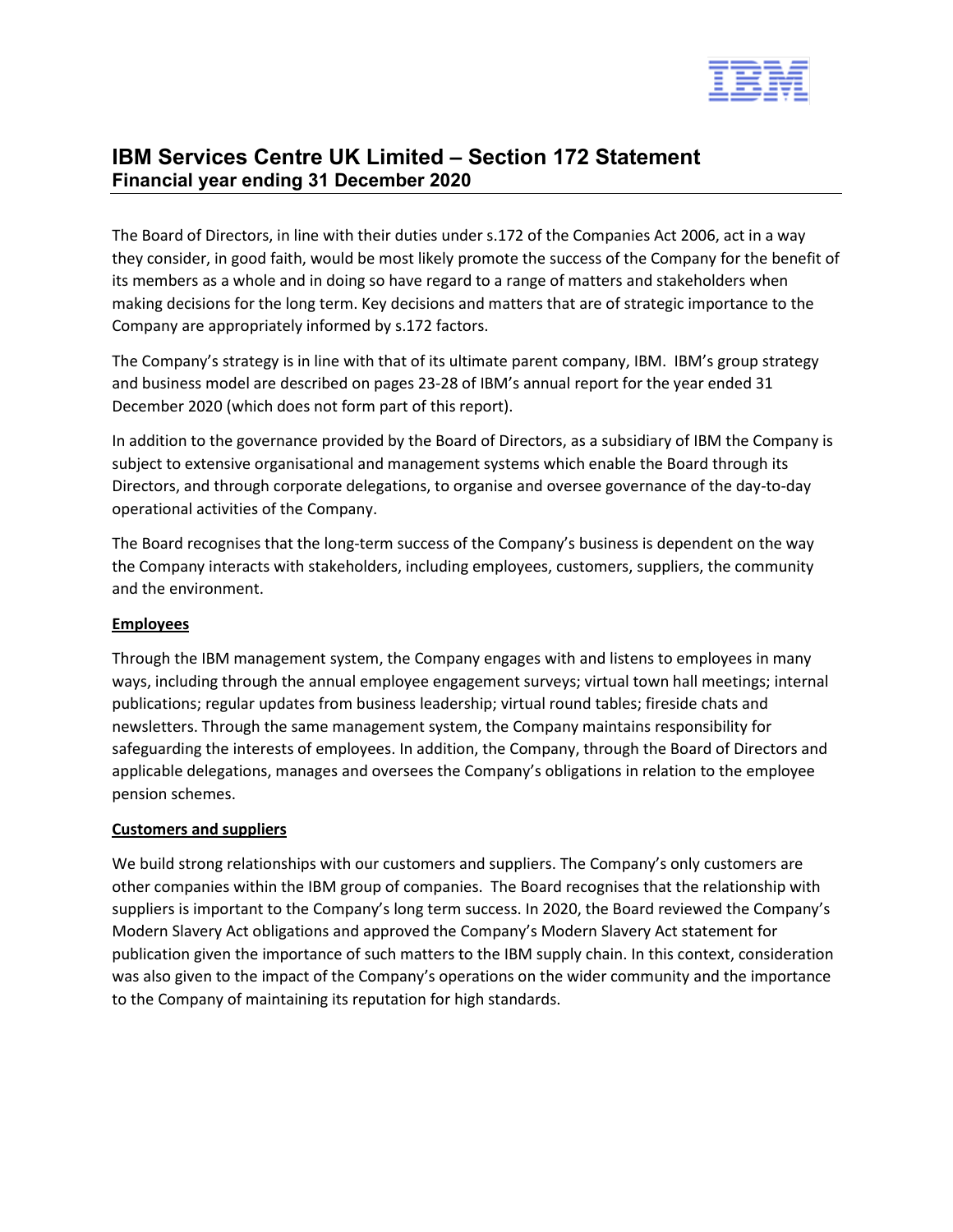# IBM Services Centre UK Limited – Section 172 Statement

## Financial year ending 31 December 2020

The Board of Directors, in line with their duties under s.172 of the Companies Act 2006, act in a way they consider, in good faith, would be most likely promote the success of the Company for the benefit of its members as a whole and in doing so have regard to a range of matters and stakeholders when making decisions for the long term. Key decisions and matters that are of strategic importance to the Company are appropriately informed by s.172 factors.

The Company's strategy is in line with that of its ultimate parent company, IBM. IBM's group strategy and business model are described on pages 23-28 of IBM's annual report for the year ended 31 December 2020 (which does not form part of this report).

In addition to the governance provided by the Board of Directors, as a subsidiary of IBM the Company is subject to extensive organisational and management systems which enable the Board through its Directors, and through corporate delegations, to organise and oversee governance of the day-to-day operational activities of the Company.

The Board recognises that the long-term success of the Company's business is dependent on the way the Company interacts with stakeholders, including employees, customers, suppliers, the community and the environment.

### Employees

Through the IBM management system, the Company engages with and listens to employees in many ways, including through the annual employee engagement surveys; virtual town hall meetings; internal publications; regular updates from business leadership; virtual round tables; fireside chats and newsletters. Through the same management system, the Company maintains responsibility for safeguarding the interests of employees. In addition, the Company, through the Board of Directors and applicable delegations, manages and oversees the Company's obligations in relation to the employee pension schemes.

### Customers and suppliers

We build strong relationships with our customers and suppliers. The Company's only customers are other companies within the IBM group of companies. The Board recognises that the relationship with suppliers is important to the Company's long term success. In 2020, the Board reviewed the Company's Modern Slavery Act obligations and approved the Company's Modern Slavery Act statement for publication given the importance of such matters to the IBM supply chain. In this context, consideration was also given to the impact of the Company's operations on the wider community and the importance to the Company of maintaining its reputation for high standards.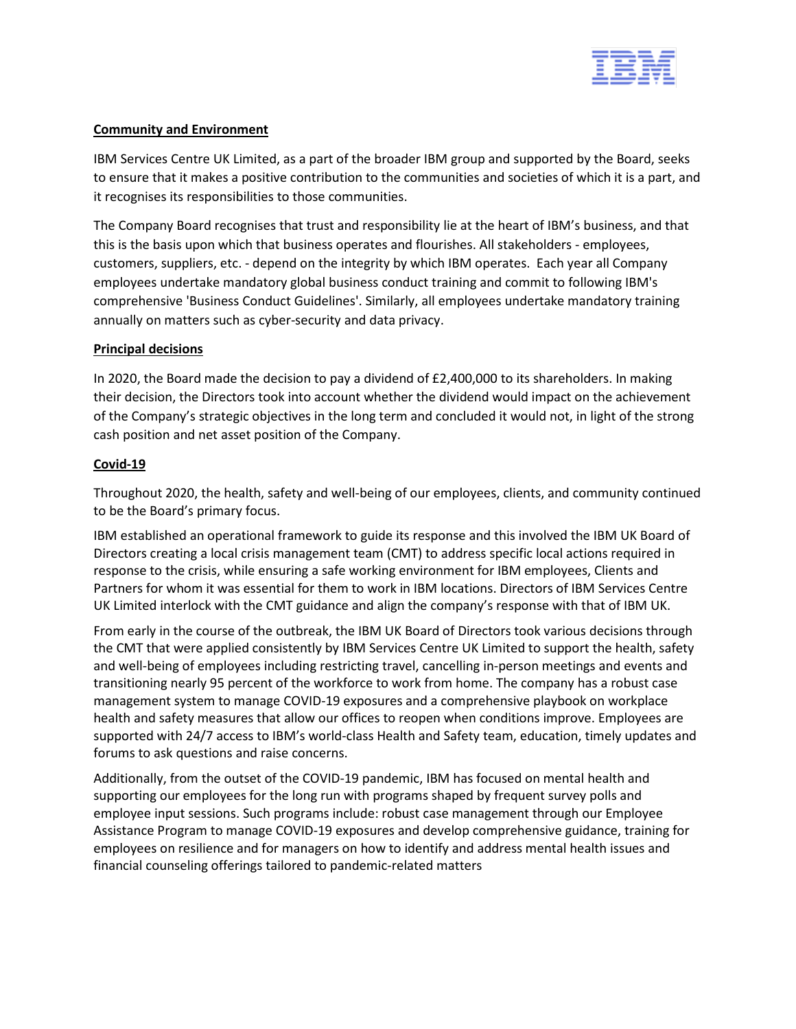**Community and Environment**

IBM Services Centre UK Limited, as a part of the broader IBM group and supported by the Board, seeks to ensure that it makes a positive contribution to the communities and societies of which it is a part, and it recognises its responsibilities to those communities.

The Company Board recognises that trust and responsibility lie at the heart of IBM's business, and that this is the basis upon which that business operates and flourishes. All stakeholders - employees, customers, suppliers, etc. - depend on the integrity by which IBM operates. Each year all Company employees undertake mandatory global business conduct training and commit to following IBM's comprehensive 'Business Conduct Guidelines'. Similarly, all employees undertake mandatory training annually on matters such as cyber-security and data privacy.

**Principal decisions**

In 2020, the Board made the decision to pay a dividend of £2,400,000 to its shareholders. In making their decision, the Directors took into account whether the dividend would impact on the achievement of the Company's strategic objectives in the long term and concluded it would not, in light of the strong cash position and net asset position of the Company.

**Covid-19**

Throughout 2020, the health, safety and well-being of our employees, clients, and community continued to be the Board's primary focus.

IBM established an operational framework to guide its response and this involved the IBM UK Board of Directors creating a local crisis management team (CMT) to address specific local actions required in response to the crisis, while ensuring a safe working environment for IBM employees, Clients and Partners for whom it was essential for them to work in IBM locations. Directors of IBM Services Centre UK Limited interlock with the CMT guidance and align the company's response with that of IBM UK.

From early in the course of the outbreak, the IBM UK Board of Directors took various decisions through the CMT that were applied consistently by IBM Services Centre UK Limited to support the health, safety and well-being of employees including restricting travel, cancelling in-person meetings and events and transitioning nearly 95 percent of the workforce to work from home. The company has a robust case management system to manage COVID-19 exposures and a comprehensive playbook on workplace health and safety measures that allow our offices to reopen when conditions improve. Employees are supported with 24/7 access to IBM's world-class Health and Safety team, education, timely updates and forums to ask questions and raise concerns.

Additionally, from the outset of the COVID-19 pandemic, IBM has focused on mental health and supporting our employees for the long run with programs shaped by frequent survey polls and employee input sessions. Such programs include: robust case management through our Employee Assistance Program to manage COVID-19 exposures and develop comprehensive guidance, training for employees on resilience and for managers on how to identify and address mental health issues and financial counseling offerings tailored to pandemic-related matters